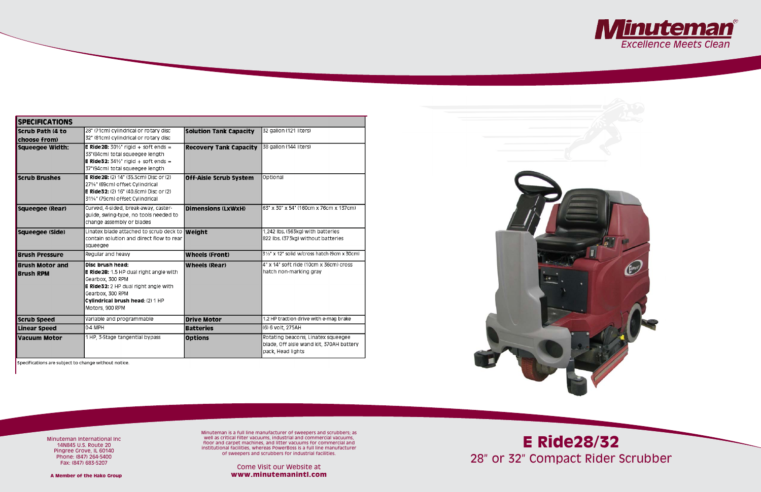# Minuteman

*Excellence Meets Clean*

| SPECIFICATIONS | | | |
|---|---|---|---|
| **Scrub Path (4 to choose from)** | 28" (71cm) cylindrical or rotary disc<br>32" (81cm) cylindrical or rotary disc | **Solution Tank Capacity** | 32 gallon (121 liters) |
| **Squeegee Width:** | **E Ride28:** 30½" rigid + soft ends = 33"(84cm) total squeegee length<br>**E Ride32:** 34½" rigid + soft ends = 37"(94cm) total squeegee length | **Recovery Tank Capacity** | 38 gallon (144 liters) |
| **Scrub Brushes** | **E Ride28:** (2) 14" (35.5cm) Disc or (2) 27¼" (69cm) offset Cylindrical<br>**E Ride32:** (2) 16" (40.6cm) Disc or (2) 31¼" (79cm) offset Cylindrical | **Off-Aisle Scrub System** | Optional |
| **Squeegee (Rear)** | Curved, 4-sided, break-away, caster-guide, swing-type, no tools needed to change assembly or blades | **Dimensions (LxWxH)** | 63" x 30" x 54" (160cm x 76cm x 137cm) |
| **Squeegee (Side)** | Linatex blade attached to scrub deck to contain solution and direct flow to rear squeegee | **Weight** | 1,242 lbs. (563kg) with batteries<br>822 lbs. (373kg) without batteries |
| **Brush Pressure** | Regular and heavy | **Wheels (Front)** | 3½" x 12" solid w/cross hatch (9cm x 30cm) |
| **Brush Motor and Brush RPM** | **Disc brush head:**<br>**E Ride28:** 1.5 HP dual right angle with Gearbox, 300 RPM<br>**E Ride32:** 2 HP dual right angle with Gearbox, 300 RPM<br>**Cylindrical brush head:** (2) 1 HP Motors, 900 RPM | **Wheels (Rear)** | 4" x 14" soft ride (10cm x 36cm) cross hatch non-marking gray |
| **Scrub Speed** | Variable and programmable | **Drive Motor** | 1.2 HP traction drive with e-mag brake |
| **Linear Speed** | 0-4 MPH | **Batteries** | (6) 6 volt, 275AH |
| **Vacuum Motor** | 1 HP, 3-Stage tangential bypass | **Options** | Rotating beacons, Linatex squeegee blade, Off aisle wand kit, 370AH battery pack, Head lights |

Specifications are subject to change without notice.

Minuteman International Inc
14N845 U.S. Route 20
Pingree Grove, IL 60140
Phone: (847) 264-5400
Fax: (847) 683-5207

**A Member of the Hako Group**

Minuteman is a full line manufacturer of sweepers and scrubbers; as well as critical filter vacuums, industrial and commercial vacuums, floor and carpet machines, and litter vacuums for commercial and institutional facilities, whereas PowerBoss is a full line manufacturer of sweepers and scrubbers for industrial facilities.

Come Visit our Website at
**www.minutemanintl.com**

# E Ride28/32

## 28" or 32" Compact Rider Scrubber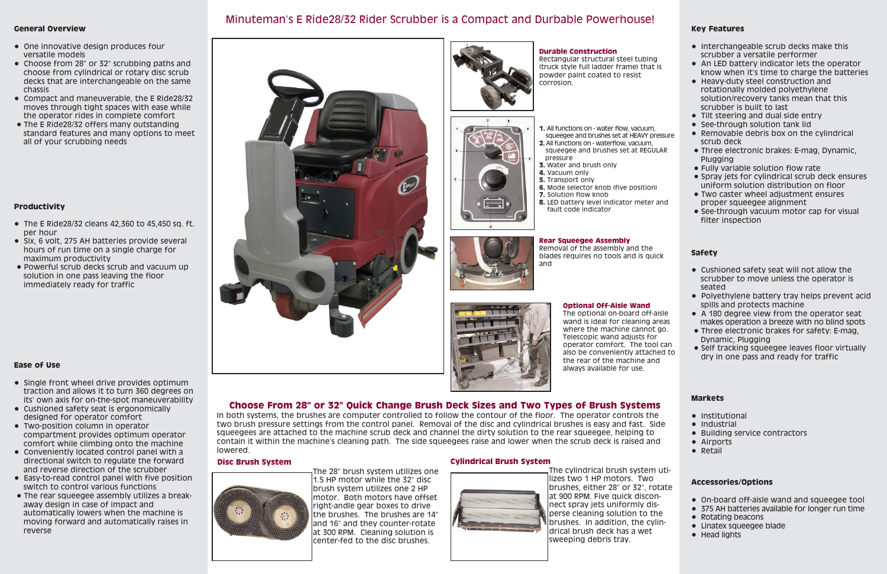# Minuteman's E Ride28/32 Rider Scrubber is a Compact and Durable Powerhouse!

## General Overview

- One innovative design produces four versatile models
- Choose from 28" or 32" scrubbing paths and choose from cylindrical or rotary disc scrub decks that are interchangeable on the same chassis
- Compact and maneuverable, the E Ride28/32 moves through tight spaces with ease while the operator rides in complete comfort
- The E Ride28/32 offers many outstanding standard features and many options to meet all of your scrubbing needs

## Productivity

- The E Ride28/32 cleans 42,360 to 45,450 sq. ft. per hour
- Six, 6 volt, 275 AH batteries provide several hours of run time on a single charge for maximum productivity
- Powerful scrub decks scrub and vacuum up solution in one pass leaving the floor immediately ready for traffic

## Ease of Use

- Single front wheel drive provides optimum traction and allows it to turn 360 degrees on its' own axis for on-the-spot maneuverability
- Cushioned safety seat is ergonomically designed for operator comfort
- Two-position column in operator compartment provides optimum operator comfort while climbing onto the machine
- Conveniently located control panel with a directional switch to regulate the forward and reverse direction of the scrubber
- Easy-to-read control panel with five position switch to control various functions
- The rear squeegee assembly utilizes a break-away design in case of impact and automatically lowers when the machine is moving forward and automatically raises in reverse

### Durable Construction

Rectangular structural steel tubing (truck style full ladder frame) that is powder paint coated to resist corrosion.

1. All functions on - water flow, vacuum, squeegee and brushes set at HEAVY pressure
2. All functions on - waterflow, vacuum, squeegee and brushes set at REGULAR pressure
3. Water and brush only
4. Vacuum only
5. Transport only
6. Mode selector knob (five position)
7. Solution flow knob
8. LED battery level indicator meter and fault code indicator

### Rear Squeegee Assembly

Removal of the assembly and the blades requires no tools and is quick and

### Optional Off-Aisle Wand

The optional on-board off-aisle wand is ideal for cleaning areas where the machine cannot go. Telescopic wand adjusts for operator comfort. The tool can also be conveniently attached to the rear of the machine and always available for use.

## Choose From 28" or 32" Quick Change Brush Deck Sizes and Two Types of Brush Systems

In both systems, the brushes are computer controlled to follow the contour of the floor. The operator controls the two brush pressure settings from the control panel. Removal of the disc and cylindrical brushes is easy and fast. Side squeegees are attached to the machine scrub deck and channel the dirty solution to the rear squeegee, helping to contain it within the machine's cleaning path. The side squeegees raise and lower when the scrub deck is raised and lowered.

### Disc Brush System

The 28" brush system utilizes one 1.5 HP motor while the 32" disc brush system utilizes one 2 HP motor. Both motors have offset right-andle gear boxes to drive the brushes. The brushes are 14" and 16" and they counter-rotate at 300 RPM. Cleaning solution is center-fed to the disc brushes.

### Cylindrical Brush System

The cylindrical brush system utilizes two 1 HP motors. Two brushes, either 28" or 32", rotate at 900 RPM. Five quick disconnect spray jets uniformly disperse cleaning solution to the brushes. In addition, the cylindrical brush deck has a wet sweeping debris tray.

## Key Features

- Interchangeable scrub decks make this scrubber a versatile performer
- An LED battery indicator lets the operator know when it's time to charge the batteries
- Heavy-duty steel construction and rotationally molded polyethylene solution/recovery tanks mean that this scrubber is built to last
- Tilt steering and dual side entry
- See-through solution tank lid
- Removable debris box on the cylindrical scrub deck
- Three electronic brakes: E-mag, Dynamic, Plugging
- Fully variable solution flow rate
- Spray jets for cylindrical scrub deck ensures uniform solution distribution on floor
- Two caster wheel adjustment ensures proper squeegee alignment
- See-through vacuum motor cap for visual filter inspection

## Safety

- Cushioned safety seat will not allow the scrubber to move unless the operator is seated
- Polyethylene battery tray helps prevent acid spills and protects machine
- A 180 degree view from the operator seat makes operation a breeze with no blind spots
- Three electronic brakes for safety: E-mag, Dynamic, Plugging
- Self tracking squeegee leaves floor virtually dry in one pass and ready for traffic

## Markets

- Institutional
- Industrial
- Building service contractors
- Airports
- Retail

## Accessories/Options

- On-board off-aisle wand and squeegee tool
- 375 AH batteries available for longer run time
- Rotating beacons
- Linatex squeegee blade
- Head lights